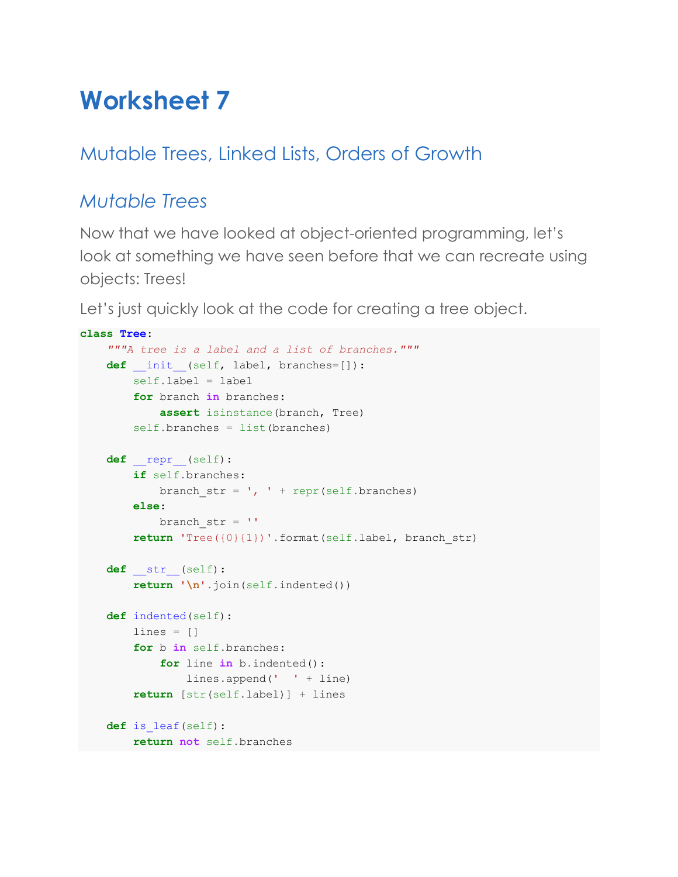# Worksheet 7

## Mutable Trees, Linked Lists, Orders of Growth

### *Mutable Trees*

Now that we have looked at object-oriented programming, let's look at something we have seen before that we can recreate using objects: Trees!

Let's just quickly look at the code for creating a tree object.

```
class Tree:
    """A tree is a label and a list of branches."""
    def __init__(self, label, branches=[]):
        self.label = label
        for branch in branches:
            assert isinstance(branch, Tree)
        self.branches = list(branches)

    def __repr__(self):
        if self.branches:
            branch_str = ', ' + repr(self.branches)
        else:
            branch_str = ''
        return 'Tree({0}{1})'.format(self.label, branch_str)

    def __str__(self):
        return '\n'.join(self.indented())

    def indented(self):
        lines = []
        for b in self.branches:
            for line in b.indented():
                lines.append('  ' + line)
        return [str(self.label)] + lines

    def is_leaf(self):
        return not self.branches
```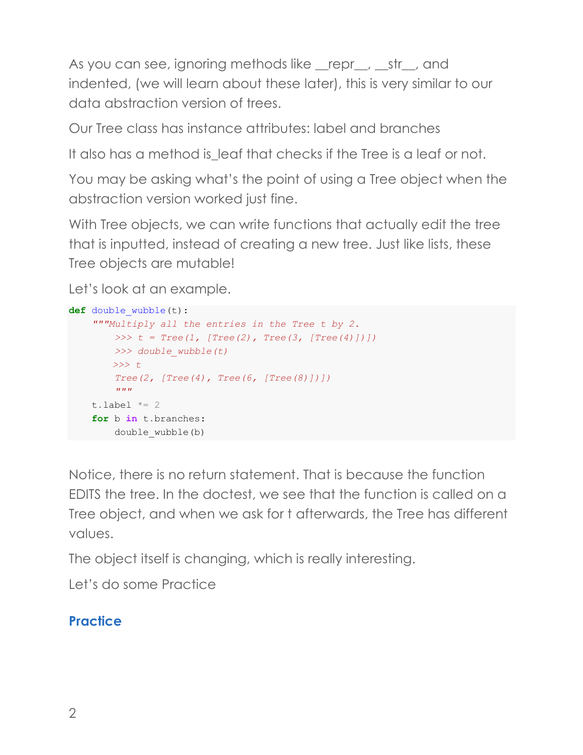As you can see, ignoring methods like __repr__, __str__, and indented, (we will learn about these later), this is very similar to our data abstraction version of trees.

Our Tree class has instance attributes: label and branches

It also has a method is_leaf that checks if the Tree is a leaf or not.

You may be asking what's the point of using a Tree object when the abstraction version worked just fine.

With Tree objects, we can write functions that actually edit the tree that is inputted, instead of creating a new tree. Just like lists, these Tree objects are mutable!

Let's look at an example.

```
def double_wubble(t):
    """Multiply all the entries in the Tree t by 2.
        >>> t = Tree(1, [Tree(2), Tree(3, [Tree(4)])])
        >>> double_wubble(t)
        >>> t
        Tree(2, [Tree(4), Tree(6, [Tree(8)])])
        """
    t.label *= 2
    for b in t.branches:
        double_wubble(b)
```

Notice, there is no return statement. That is because the function EDITS the tree. In the doctest, we see that the function is called on a Tree object, and when we ask for t afterwards, the Tree has different values.

The object itself is changing, which is really interesting.

Let's do some Practice

## Practice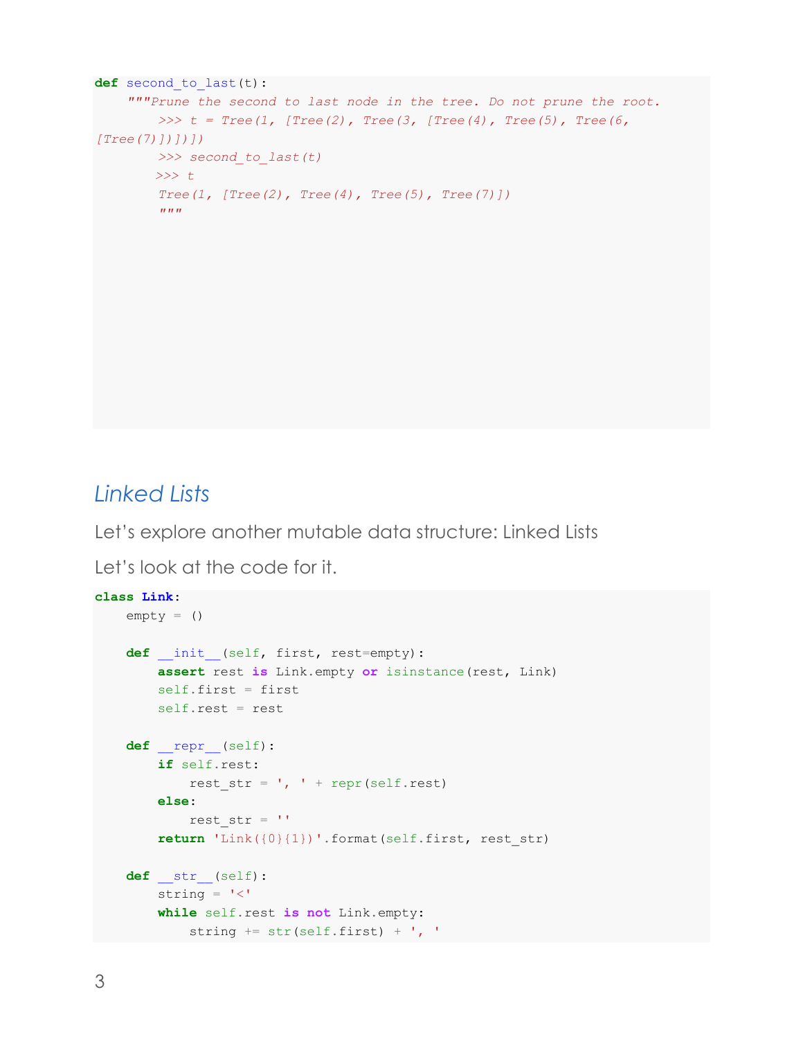```python
def second_to_last(t):
    """Prune the second to last node in the tree. Do not prune the root.
        >>> t = Tree(1, [Tree(2), Tree(3, [Tree(4), Tree(5), Tree(6,
[Tree(7)])])])
        >>> second_to_last(t)
       >>> t
        Tree(1, [Tree(2), Tree(4), Tree(5), Tree(7)])
        """
```

## *Linked Lists*

Let's explore another mutable data structure: Linked Lists

Let's look at the code for it.

```python
class Link:
    empty = ()

    def __init__(self, first, rest=empty):
        assert rest is Link.empty or isinstance(rest, Link)
        self.first = first
        self.rest = rest

    def __repr__(self):
        if self.rest:
            rest_str = ', ' + repr(self.rest)
        else:
            rest_str = ''
        return 'Link({0}{1})'.format(self.first, rest_str)

    def __str__(self):
        string = '<'
        while self.rest is not Link.empty:
            string += str(self.first) + ', '
```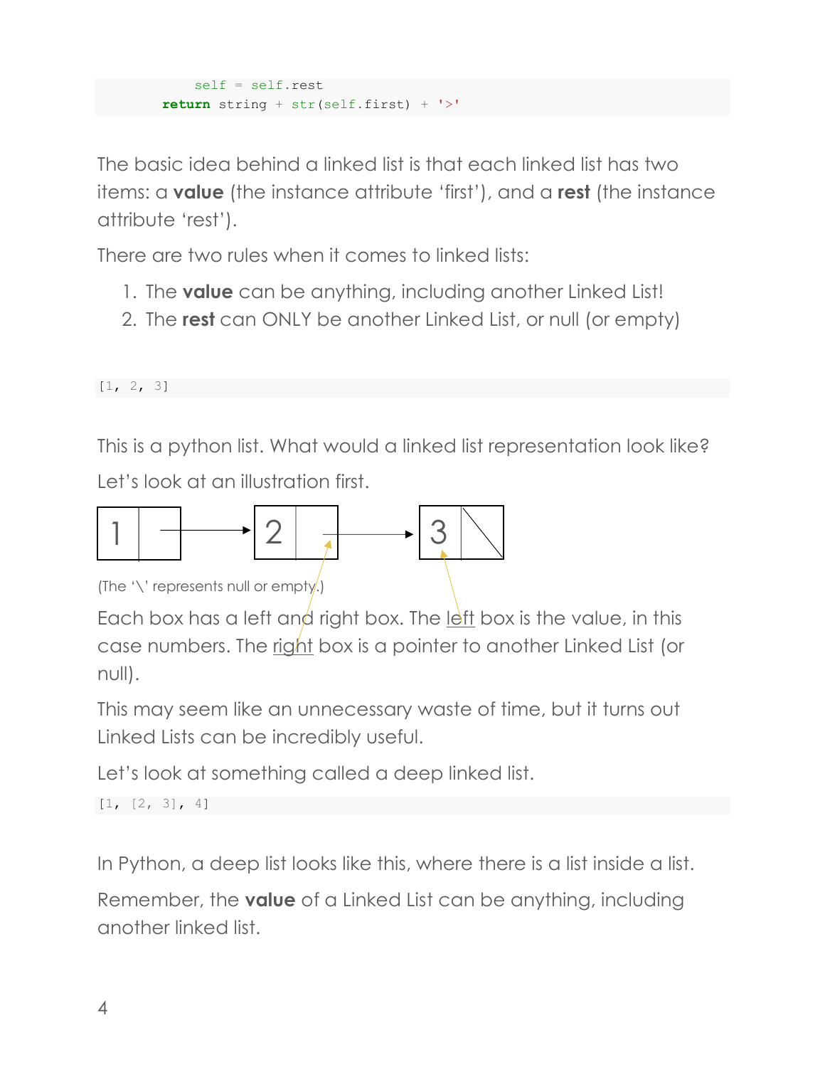```python
            self = self.rest
        return string + str(self.first) + '>'
```

The basic idea behind a linked list is that each linked list has two items: a **value** (the instance attribute 'first'), and a **rest** (the instance attribute 'rest').

There are two rules when it comes to linked lists:

1. The **value** can be anything, including another Linked List!
2. The **rest** can ONLY be another Linked List, or null (or empty)

```
[1, 2, 3]
```

This is a python list. What would a linked list representation look like?

Let's look at an illustration first.

(The '\' represents null or empty.)

Each box has a left and right box. The left box is the value, in this case numbers. The right box is a pointer to another Linked List (or null).

This may seem like an unnecessary waste of time, but it turns out Linked Lists can be incredibly useful.

Let's look at something called a deep linked list.

```
[1, [2, 3], 4]
```

In Python, a deep list looks like this, where there is a list inside a list.

Remember, the **value** of a Linked List can be anything, including another linked list.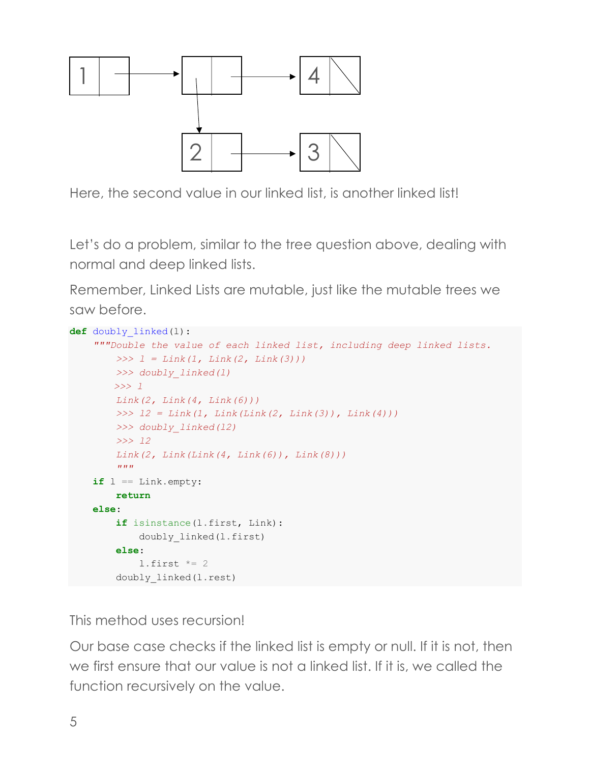Here, the second value in our linked list, is another linked list!

Let's do a problem, similar to the tree question above, dealing with normal and deep linked lists.

Remember, Linked Lists are mutable, just like the mutable trees we saw before.

```
def doubly_linked(l):
    """Double the value of each linked list, including deep linked lists.
        >>> l = Link(1, Link(2, Link(3)))
        >>> doubly_linked(l)
        >>> l
        Link(2, Link(4, Link(6)))
        >>> l2 = Link(1, Link(Link(2, Link(3)), Link(4)))
        >>> doubly_linked(l2)
        >>> l2
        Link(2, Link(Link(4, Link(6)), Link(8)))
        """
    if l == Link.empty:
        return
    else:
        if isinstance(l.first, Link):
            doubly_linked(l.first)
        else:
            l.first *= 2
        doubly_linked(l.rest)
```

This method uses recursion!

Our base case checks if the linked list is empty or null. If it is not, then we first ensure that our value is not a linked list. If it is, we called the function recursively on the value.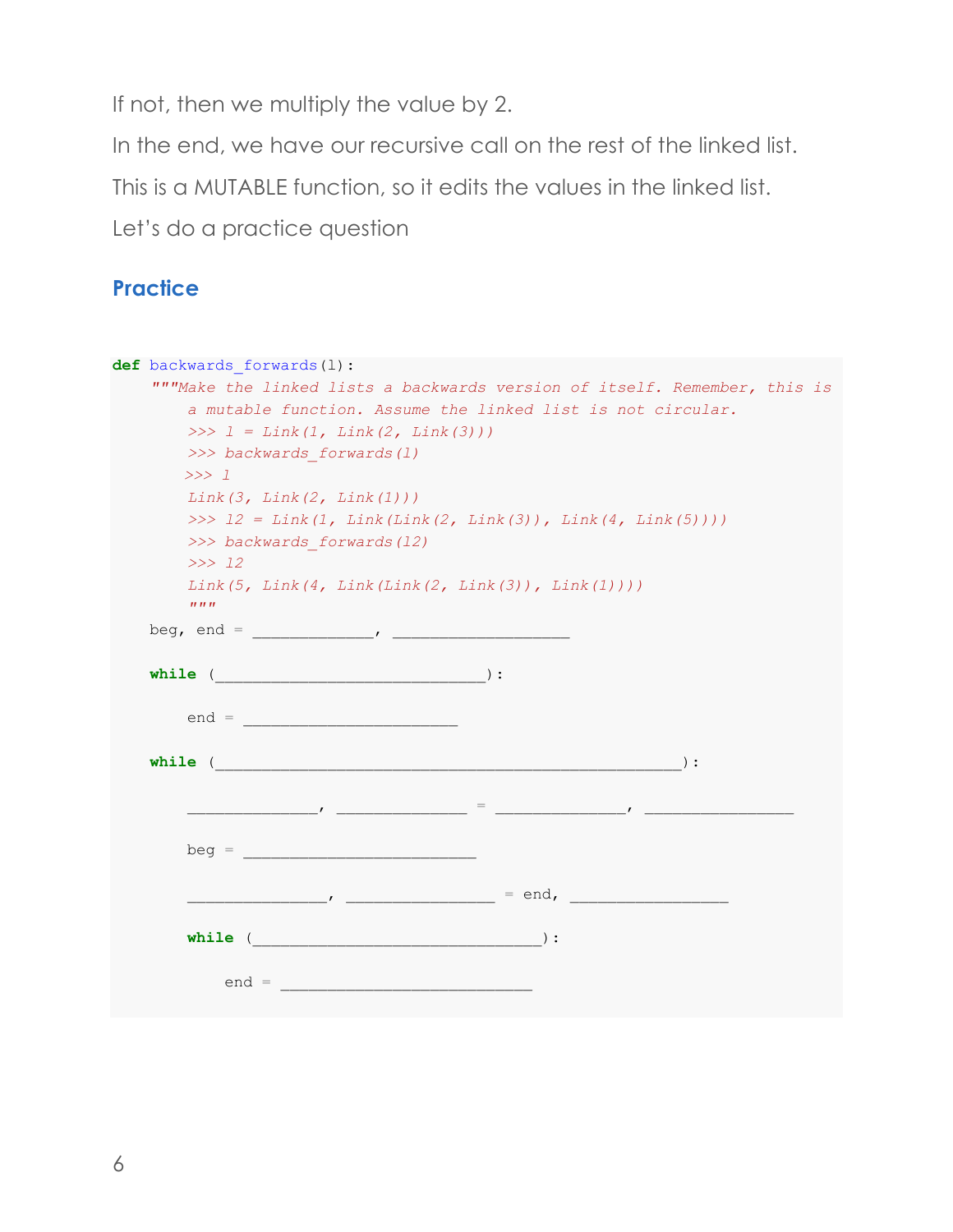If not, then we multiply the value by 2.

In the end, we have our recursive call on the rest of the linked list.

This is a MUTABLE function, so it edits the values in the linked list.

Let's do a practice question

## Practice

```
def backwards_forwards(l):
    """Make the linked lists a backwards version of itself. Remember, this is
       a mutable function. Assume the linked list is not circular.
       >>> l = Link(1, Link(2, Link(3)))
       >>> backwards_forwards(l)
       >>> l
       Link(3, Link(2, Link(1)))
       >>> l2 = Link(1, Link(Link(2, Link(3)), Link(4, Link(5))))
       >>> backwards_forwards(l2)
       >>> l2
       Link(5, Link(4, Link(Link(2, Link(3)), Link(1))))
       """
    beg, end = _____________, ___________________

    while (_____________________________):

        end = _______________________

    while (__________________________________________________):

        ______________, ______________ = ______________, ________________

        beg = _________________________

        _______________, ________________ = end, _________________

        while (_______________________________):

            end = ___________________________
```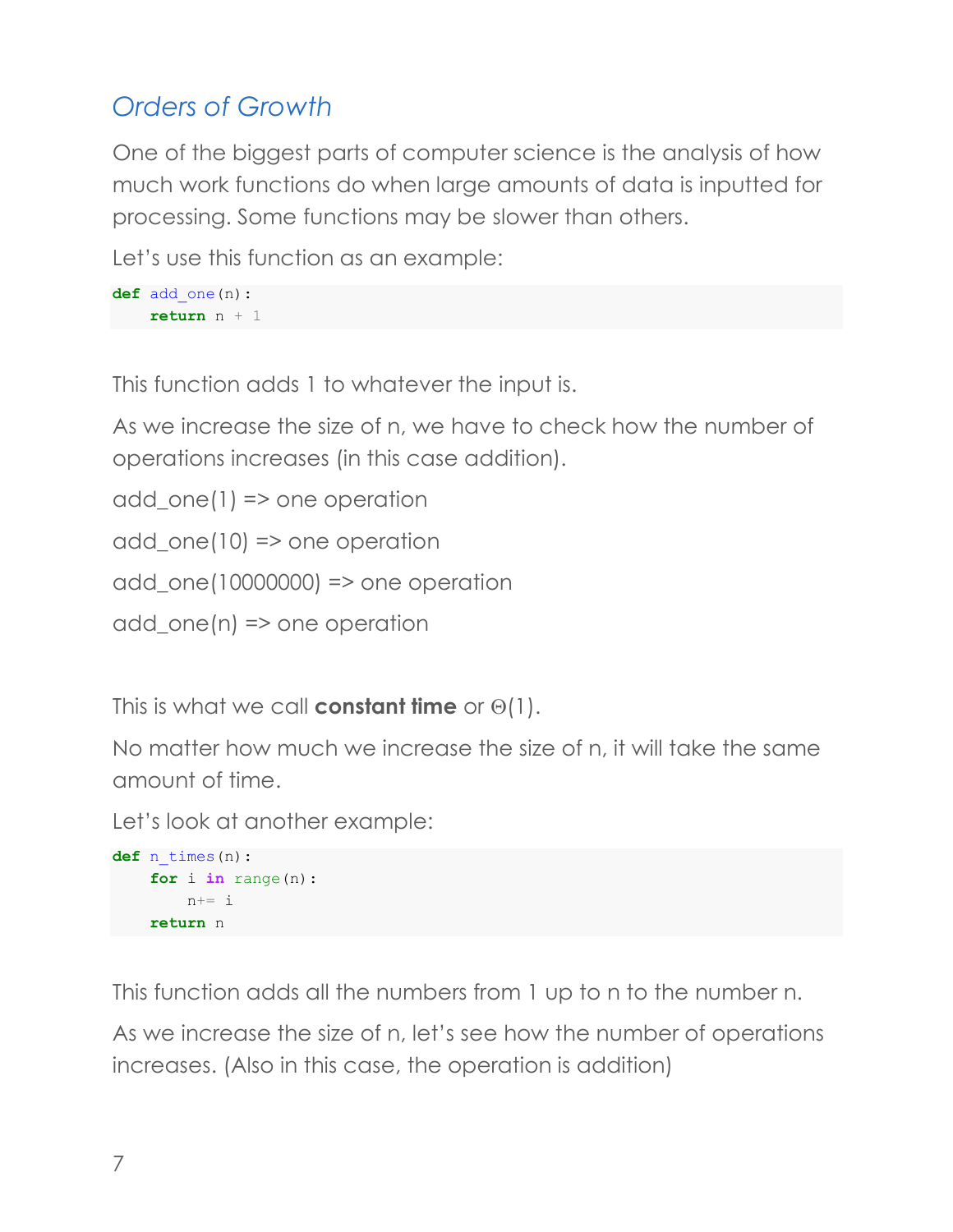## *Orders of Growth*

One of the biggest parts of computer science is the analysis of how much work functions do when large amounts of data is inputted for processing. Some functions may be slower than others.

Let's use this function as an example:

```
def add_one(n):
    return n + 1
```

This function adds 1 to whatever the input is.

As we increase the size of n, we have to check how the number of operations increases (in this case addition).

add_one(1) => one operation

add_one(10) => one operation

add_one(10000000) => one operation

add_one(n) => one operation

This is what we call **constant time** or $\Theta(1)$.

No matter how much we increase the size of n, it will take the same amount of time.

Let's look at another example:

```
def n_times(n):
    for i in range(n):
        n+= i
    return n
```

This function adds all the numbers from 1 up to n to the number n.

As we increase the size of n, let's see how the number of operations increases. (Also in this case, the operation is addition)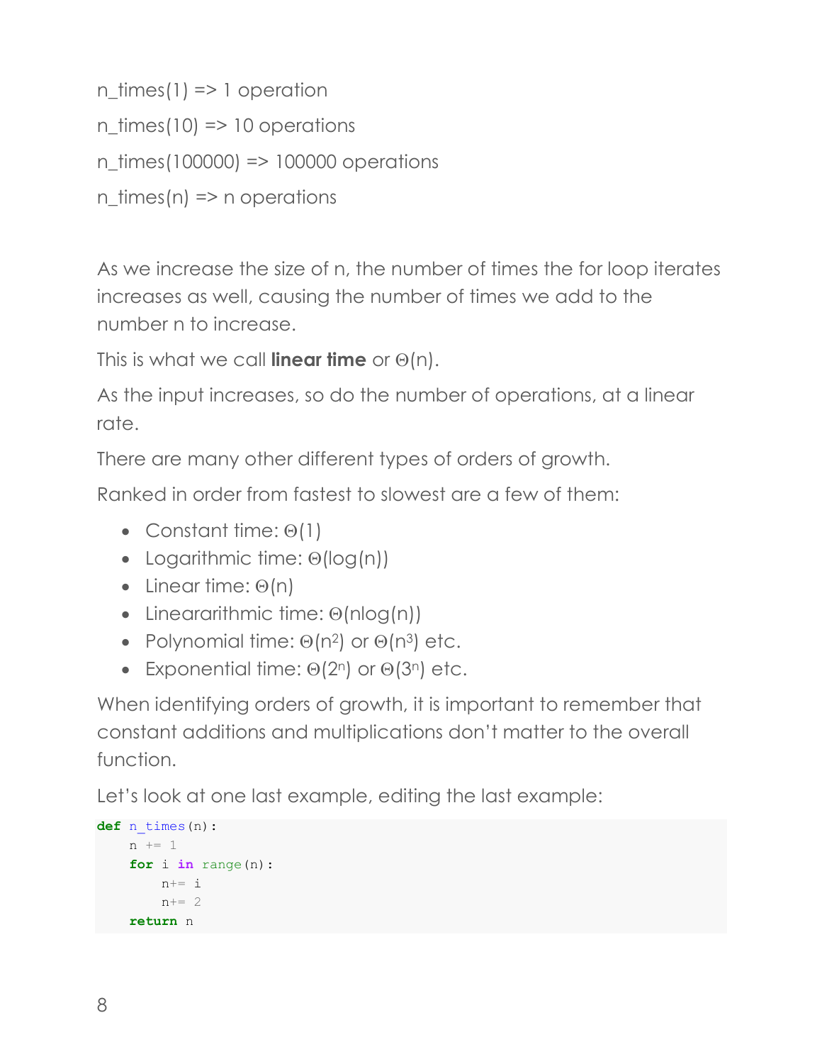n_times(1) => 1 operation

n_times(10) => 10 operations

n_times(100000) => 100000 operations

n_times(n) => n operations

As we increase the size of n, the number of times the for loop iterates increases as well, causing the number of times we add to the number n to increase.

This is what we call **linear time** or $\Theta(n)$.

As the input increases, so do the number of operations, at a linear rate.

There are many other different types of orders of growth.

Ranked in order from fastest to slowest are a few of them:

- Constant time: $\Theta(1)$
- Logarithmic time: $\Theta(\log(n))$
- Linear time: $\Theta(n)$
- Lineararithmic time: $\Theta(n\log(n))$
- Polynomial time: $\Theta(n^2)$ or $\Theta(n^3)$ etc.
- Exponential time: $\Theta(2^n)$ or $\Theta(3^n)$ etc.

When identifying orders of growth, it is important to remember that constant additions and multiplications don't matter to the overall function.

Let's look at one last example, editing the last example:

```
def n_times(n):
    n += 1
    for i in range(n):
        n+= i
        n+= 2
    return n
```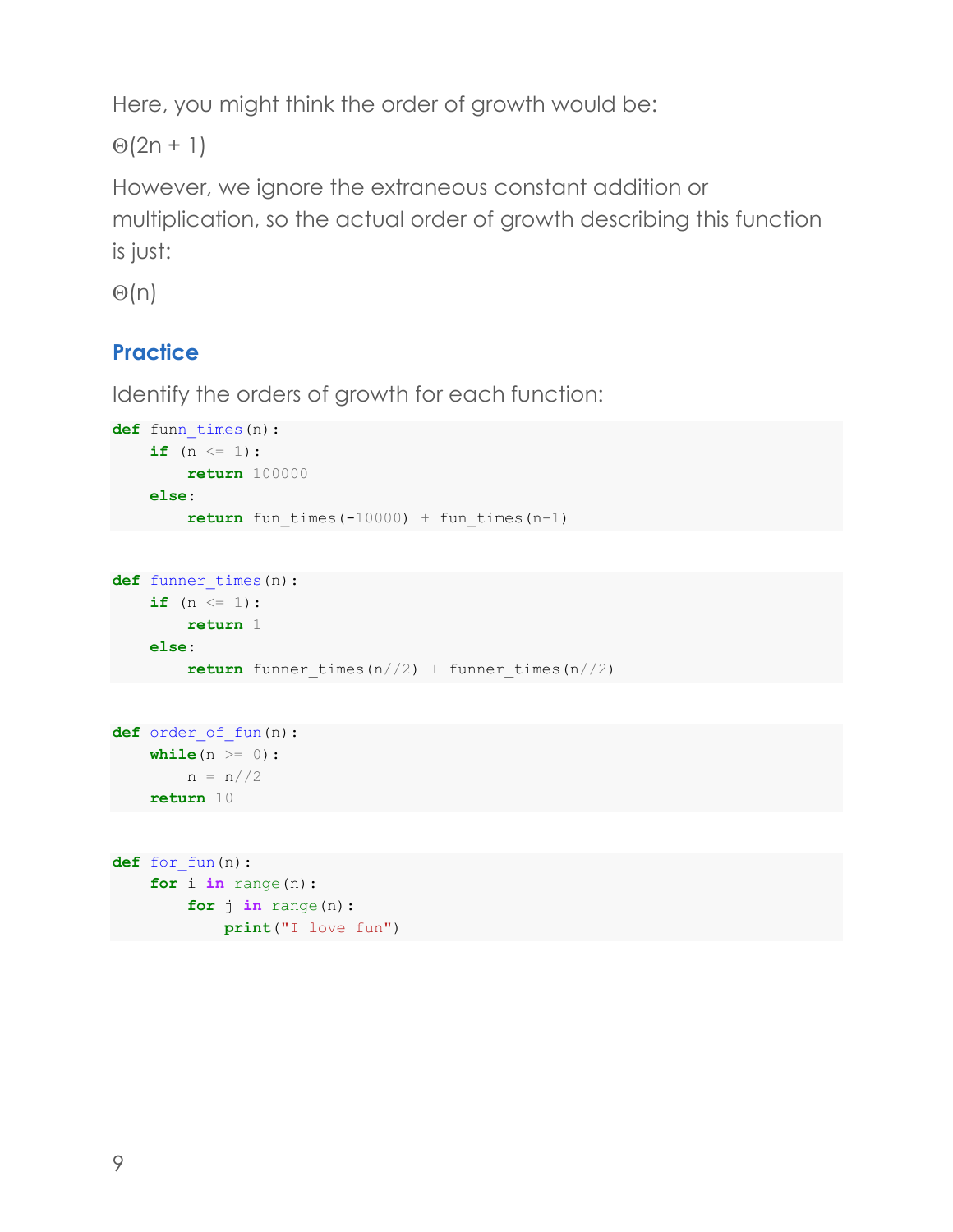Here, you might think the order of growth would be:

$\Theta(2n + 1)$

However, we ignore the extraneous constant addition or multiplication, so the actual order of growth describing this function is just:

$\Theta(n)$

### Practice

Identify the orders of growth for each function:

```
def funn_times(n):
    if (n <= 1):
        return 100000
    else:
        return fun_times(-10000) + fun_times(n-1)
```

```
def funner_times(n):
    if (n <= 1):
        return 1
    else:
        return funner_times(n//2) + funner_times(n//2)
```

```
def order_of_fun(n):
    while(n >= 0):
        n = n//2
    return 10
```

```
def for_fun(n):
    for i in range(n):
        for j in range(n):
            print("I love fun")
```